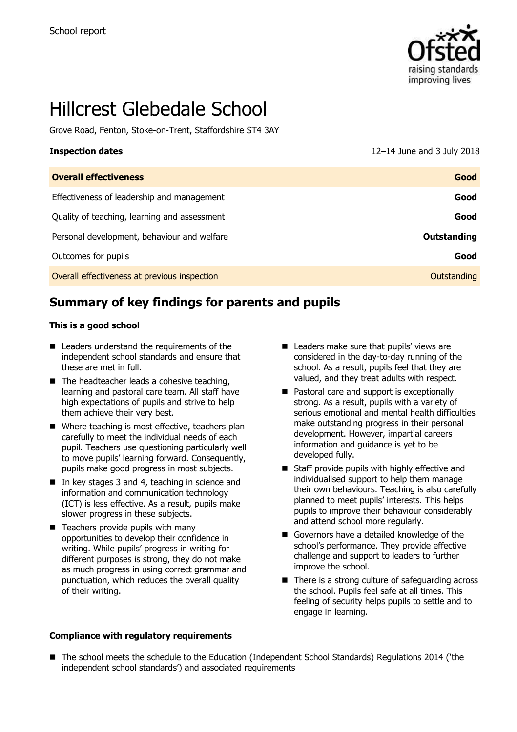School report

# Hillcrest Glebedale School

Grove Road, Fenton, Stoke-on-Trent, Staffordshire ST4 3AY

| **Inspection dates** | 12–14 June and 3 July 2018 |
| --- | --- |
| **Overall effectiveness** | **Good** |
| Effectiveness of leadership and management | **Good** |
| Quality of teaching, learning and assessment | **Good** |
| Personal development, behaviour and welfare | **Outstanding** |
| Outcomes for pupils | **Good** |
| Overall effectiveness at previous inspection | Outstanding |

## Summary of key findings for parents and pupils

### This is a good school

- Leaders understand the requirements of the independent school standards and ensure that these are met in full.
- The headteacher leads a cohesive teaching, learning and pastoral care team. All staff have high expectations of pupils and strive to help them achieve their very best.
- Where teaching is most effective, teachers plan carefully to meet the individual needs of each pupil. Teachers use questioning particularly well to move pupils' learning forward. Consequently, pupils make good progress in most subjects.
- In key stages 3 and 4, teaching in science and information and communication technology (ICT) is less effective. As a result, pupils make slower progress in these subjects.
- Teachers provide pupils with many opportunities to develop their confidence in writing. While pupils' progress in writing for different purposes is strong, they do not make as much progress in using correct grammar and punctuation, which reduces the overall quality of their writing.
- Leaders make sure that pupils' views are considered in the day-to-day running of the school. As a result, pupils feel that they are valued, and they treat adults with respect.
- Pastoral care and support is exceptionally strong. As a result, pupils with a variety of serious emotional and mental health difficulties make outstanding progress in their personal development. However, impartial careers information and guidance is yet to be developed fully.
- Staff provide pupils with highly effective and individualised support to help them manage their own behaviours. Teaching is also carefully planned to meet pupils' interests. This helps pupils to improve their behaviour considerably and attend school more regularly.
- Governors have a detailed knowledge of the school's performance. They provide effective challenge and support to leaders to further improve the school.
- There is a strong culture of safeguarding across the school. Pupils feel safe at all times. This feeling of security helps pupils to settle and to engage in learning.

### Compliance with regulatory requirements

- The school meets the schedule to the Education (Independent School Standards) Regulations 2014 ('the independent school standards') and associated requirements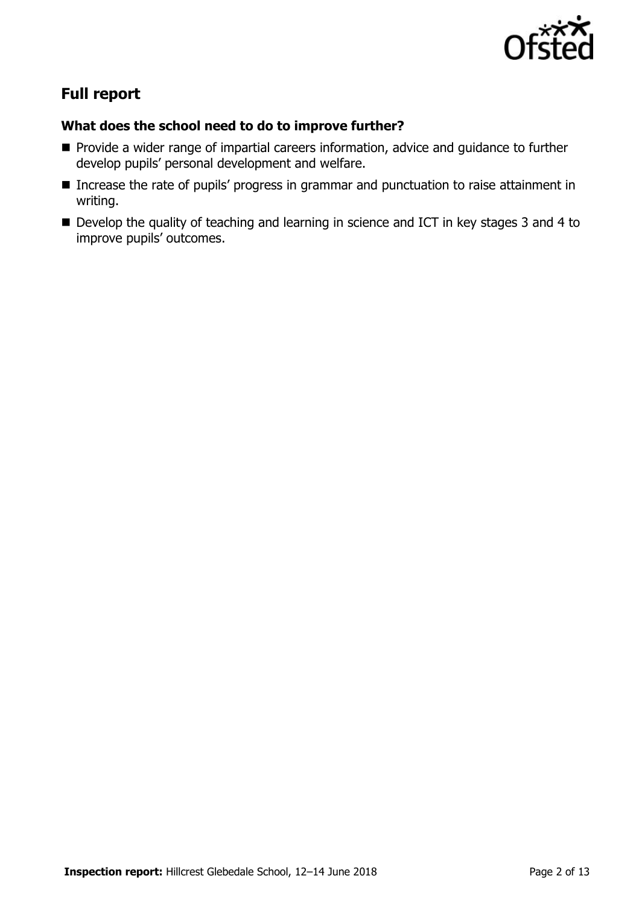## Full report

### What does the school need to do to improve further?

- Provide a wider range of impartial careers information, advice and guidance to further develop pupils' personal development and welfare.
- Increase the rate of pupils' progress in grammar and punctuation to raise attainment in writing.
- Develop the quality of teaching and learning in science and ICT in key stages 3 and 4 to improve pupils' outcomes.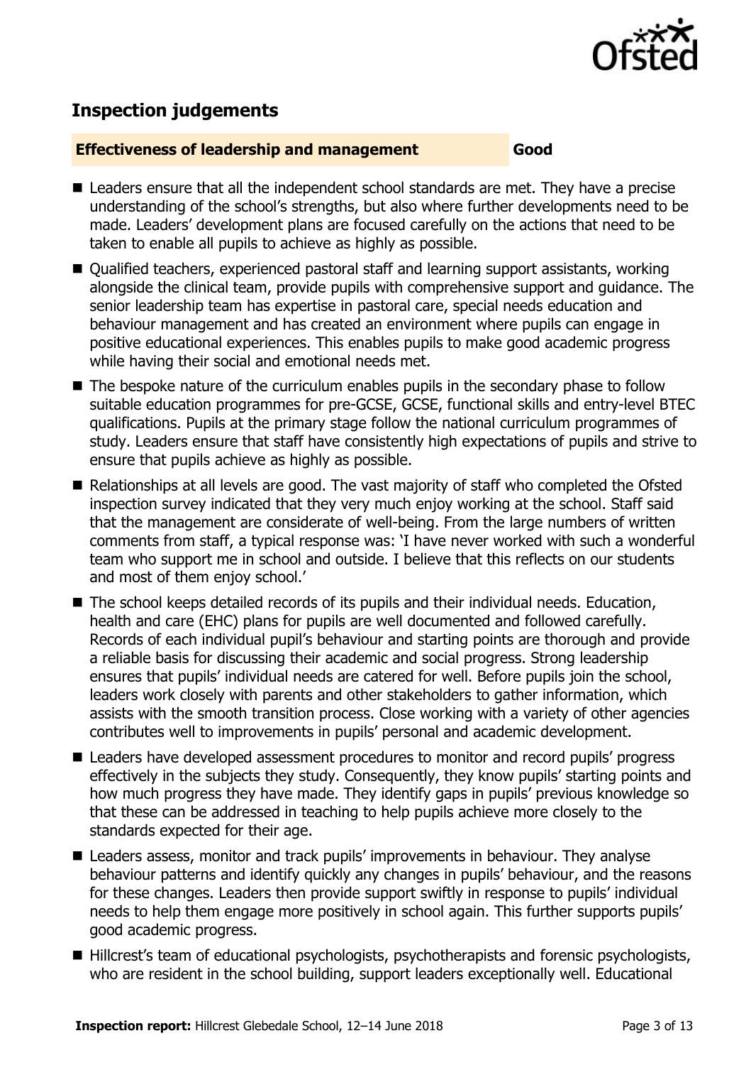## Inspection judgements

**Effectiveness of leadership and management** **Good**

- Leaders ensure that all the independent school standards are met. They have a precise understanding of the school's strengths, but also where further developments need to be made. Leaders' development plans are focused carefully on the actions that need to be taken to enable all pupils to achieve as highly as possible.
- Qualified teachers, experienced pastoral staff and learning support assistants, working alongside the clinical team, provide pupils with comprehensive support and guidance. The senior leadership team has expertise in pastoral care, special needs education and behaviour management and has created an environment where pupils can engage in positive educational experiences. This enables pupils to make good academic progress while having their social and emotional needs met.
- The bespoke nature of the curriculum enables pupils in the secondary phase to follow suitable education programmes for pre-GCSE, GCSE, functional skills and entry-level BTEC qualifications. Pupils at the primary stage follow the national curriculum programmes of study. Leaders ensure that staff have consistently high expectations of pupils and strive to ensure that pupils achieve as highly as possible.
- Relationships at all levels are good. The vast majority of staff who completed the Ofsted inspection survey indicated that they very much enjoy working at the school. Staff said that the management are considerate of well-being. From the large numbers of written comments from staff, a typical response was: 'I have never worked with such a wonderful team who support me in school and outside. I believe that this reflects on our students and most of them enjoy school.'
- The school keeps detailed records of its pupils and their individual needs. Education, health and care (EHC) plans for pupils are well documented and followed carefully. Records of each individual pupil's behaviour and starting points are thorough and provide a reliable basis for discussing their academic and social progress. Strong leadership ensures that pupils' individual needs are catered for well. Before pupils join the school, leaders work closely with parents and other stakeholders to gather information, which assists with the smooth transition process. Close working with a variety of other agencies contributes well to improvements in pupils' personal and academic development.
- Leaders have developed assessment procedures to monitor and record pupils' progress effectively in the subjects they study. Consequently, they know pupils' starting points and how much progress they have made. They identify gaps in pupils' previous knowledge so that these can be addressed in teaching to help pupils achieve more closely to the standards expected for their age.
- Leaders assess, monitor and track pupils' improvements in behaviour. They analyse behaviour patterns and identify quickly any changes in pupils' behaviour, and the reasons for these changes. Leaders then provide support swiftly in response to pupils' individual needs to help them engage more positively in school again. This further supports pupils' good academic progress.
- Hillcrest's team of educational psychologists, psychotherapists and forensic psychologists, who are resident in the school building, support leaders exceptionally well. Educational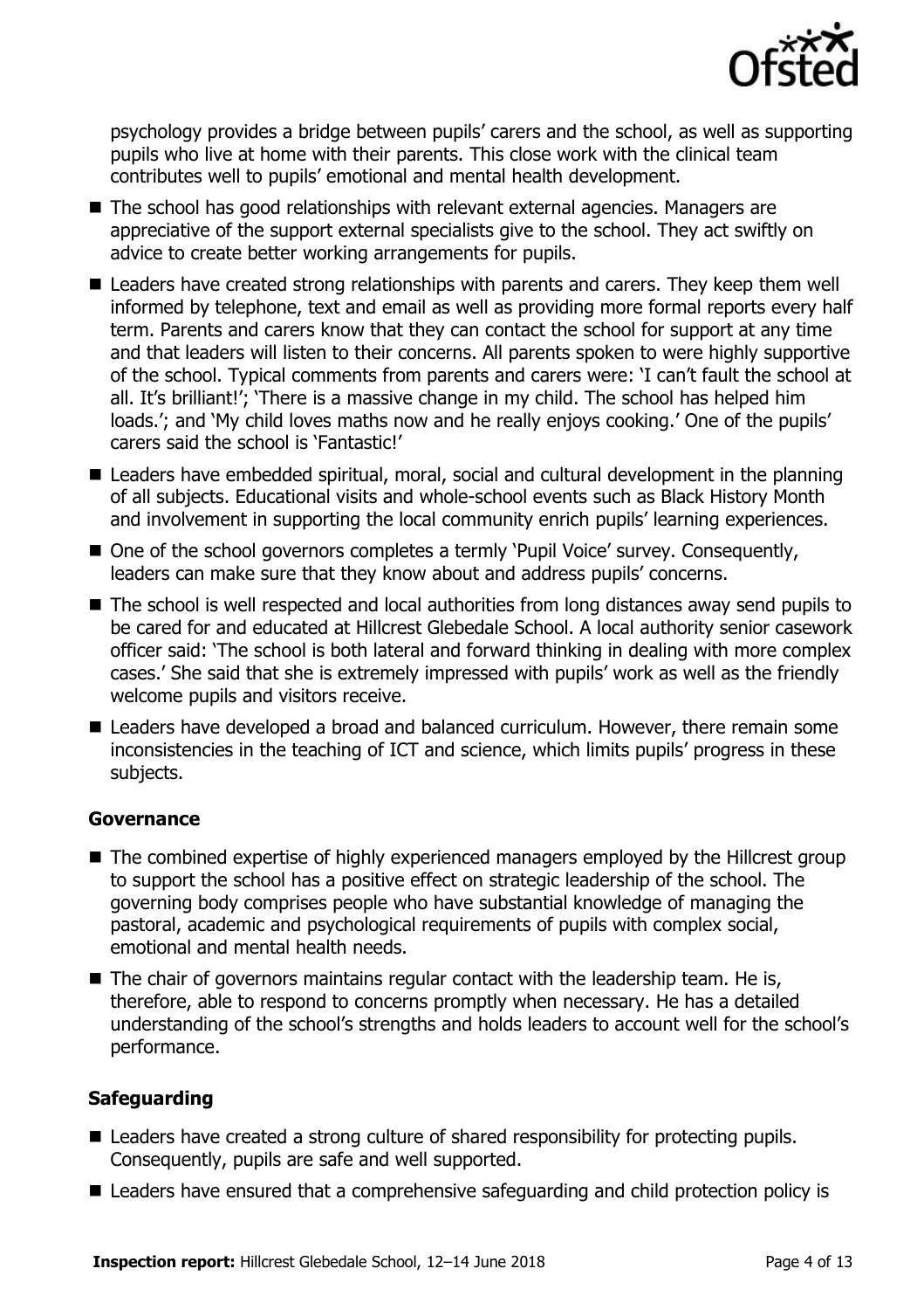psychology provides a bridge between pupils' carers and the school, as well as supporting pupils who live at home with their parents. This close work with the clinical team contributes well to pupils' emotional and mental health development.

- The school has good relationships with relevant external agencies. Managers are appreciative of the support external specialists give to the school. They act swiftly on advice to create better working arrangements for pupils.
- Leaders have created strong relationships with parents and carers. They keep them well informed by telephone, text and email as well as providing more formal reports every half term. Parents and carers know that they can contact the school for support at any time and that leaders will listen to their concerns. All parents spoken to were highly supportive of the school. Typical comments from parents and carers were: 'I can't fault the school at all. It's brilliant!'; 'There is a massive change in my child. The school has helped him loads.'; and 'My child loves maths now and he really enjoys cooking.' One of the pupils' carers said the school is 'Fantastic!'
- Leaders have embedded spiritual, moral, social and cultural development in the planning of all subjects. Educational visits and whole-school events such as Black History Month and involvement in supporting the local community enrich pupils' learning experiences.
- One of the school governors completes a termly 'Pupil Voice' survey. Consequently, leaders can make sure that they know about and address pupils' concerns.
- The school is well respected and local authorities from long distances away send pupils to be cared for and educated at Hillcrest Glebedale School. A local authority senior casework officer said: 'The school is both lateral and forward thinking in dealing with more complex cases.' She said that she is extremely impressed with pupils' work as well as the friendly welcome pupils and visitors receive.
- Leaders have developed a broad and balanced curriculum. However, there remain some inconsistencies in the teaching of ICT and science, which limits pupils' progress in these subjects.

### Governance

- The combined expertise of highly experienced managers employed by the Hillcrest group to support the school has a positive effect on strategic leadership of the school. The governing body comprises people who have substantial knowledge of managing the pastoral, academic and psychological requirements of pupils with complex social, emotional and mental health needs.
- The chair of governors maintains regular contact with the leadership team. He is, therefore, able to respond to concerns promptly when necessary. He has a detailed understanding of the school's strengths and holds leaders to account well for the school's performance.

### Safeguarding

- Leaders have created a strong culture of shared responsibility for protecting pupils. Consequently, pupils are safe and well supported.
- Leaders have ensured that a comprehensive safeguarding and child protection policy is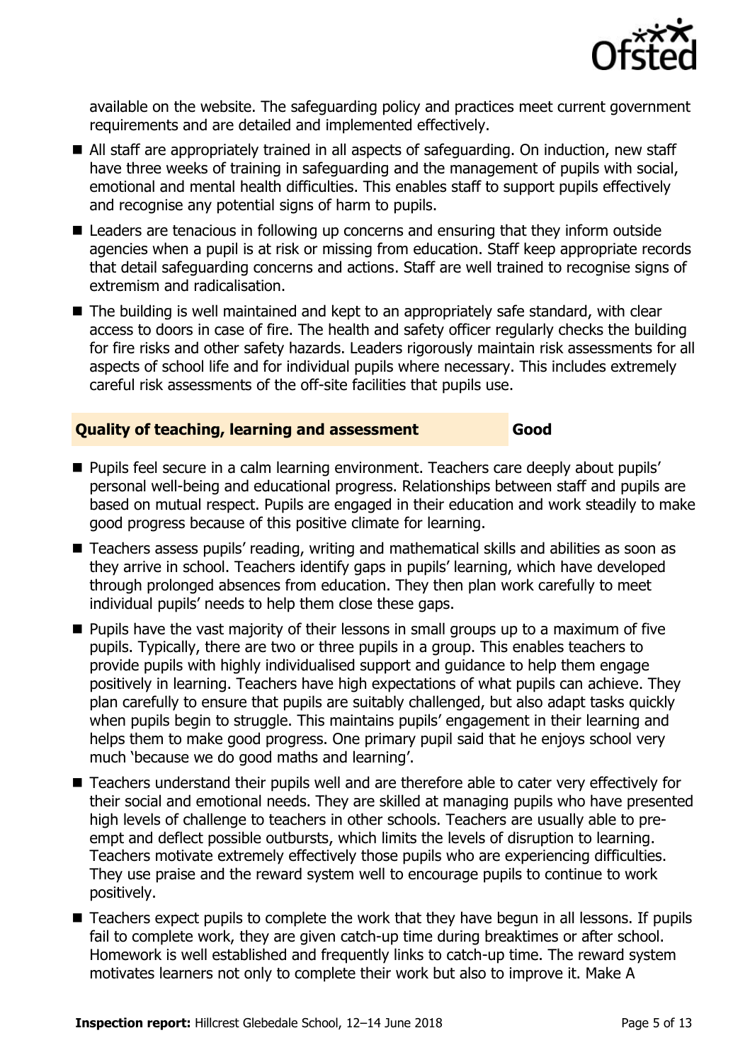available on the website. The safeguarding policy and practices meet current government requirements and are detailed and implemented effectively.

- All staff are appropriately trained in all aspects of safeguarding. On induction, new staff have three weeks of training in safeguarding and the management of pupils with social, emotional and mental health difficulties. This enables staff to support pupils effectively and recognise any potential signs of harm to pupils.
- Leaders are tenacious in following up concerns and ensuring that they inform outside agencies when a pupil is at risk or missing from education. Staff keep appropriate records that detail safeguarding concerns and actions. Staff are well trained to recognise signs of extremism and radicalisation.
- The building is well maintained and kept to an appropriately safe standard, with clear access to doors in case of fire. The health and safety officer regularly checks the building for fire risks and other safety hazards. Leaders rigorously maintain risk assessments for all aspects of school life and for individual pupils where necessary. This includes extremely careful risk assessments of the off-site facilities that pupils use.

## Quality of teaching, learning and assessment — Good

- Pupils feel secure in a calm learning environment. Teachers care deeply about pupils' personal well-being and educational progress. Relationships between staff and pupils are based on mutual respect. Pupils are engaged in their education and work steadily to make good progress because of this positive climate for learning.
- Teachers assess pupils' reading, writing and mathematical skills and abilities as soon as they arrive in school. Teachers identify gaps in pupils' learning, which have developed through prolonged absences from education. They then plan work carefully to meet individual pupils' needs to help them close these gaps.
- Pupils have the vast majority of their lessons in small groups up to a maximum of five pupils. Typically, there are two or three pupils in a group. This enables teachers to provide pupils with highly individualised support and guidance to help them engage positively in learning. Teachers have high expectations of what pupils can achieve. They plan carefully to ensure that pupils are suitably challenged, but also adapt tasks quickly when pupils begin to struggle. This maintains pupils' engagement in their learning and helps them to make good progress. One primary pupil said that he enjoys school very much 'because we do good maths and learning'.
- Teachers understand their pupils well and are therefore able to cater very effectively for their social and emotional needs. They are skilled at managing pupils who have presented high levels of challenge to teachers in other schools. Teachers are usually able to pre-empt and deflect possible outbursts, which limits the levels of disruption to learning. Teachers motivate extremely effectively those pupils who are experiencing difficulties. They use praise and the reward system well to encourage pupils to continue to work positively.
- Teachers expect pupils to complete the work that they have begun in all lessons. If pupils fail to complete work, they are given catch-up time during breaktimes or after school. Homework is well established and frequently links to catch-up time. The reward system motivates learners not only to complete their work but also to improve it. Make A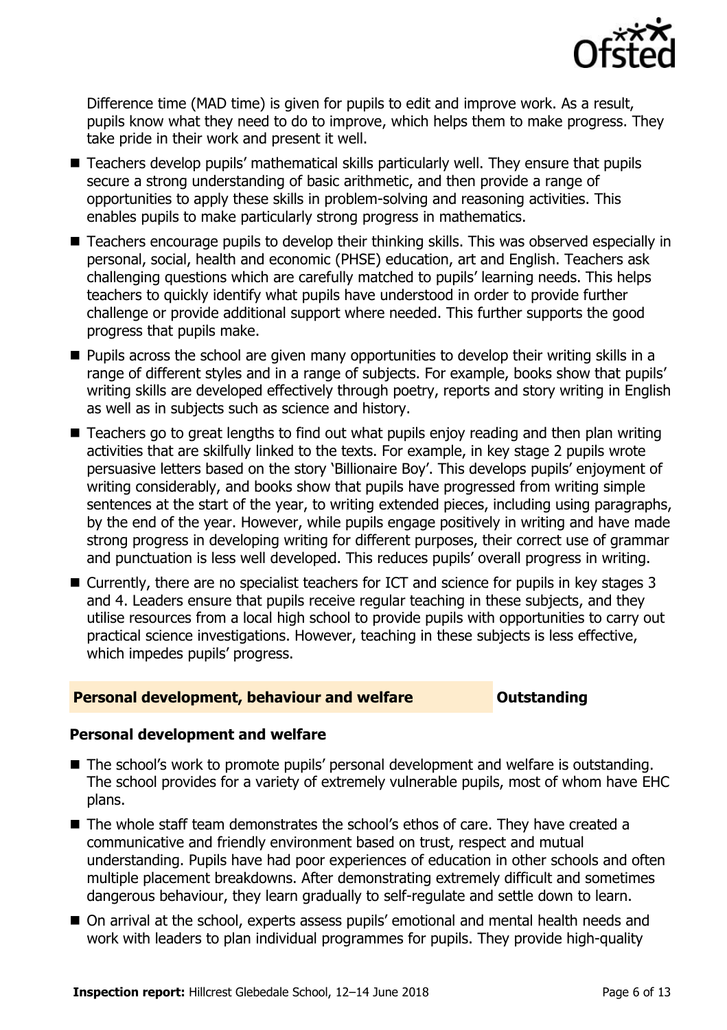Difference time (MAD time) is given for pupils to edit and improve work. As a result, pupils know what they need to do to improve, which helps them to make progress. They take pride in their work and present it well.

- Teachers develop pupils' mathematical skills particularly well. They ensure that pupils secure a strong understanding of basic arithmetic, and then provide a range of opportunities to apply these skills in problem-solving and reasoning activities. This enables pupils to make particularly strong progress in mathematics.
- Teachers encourage pupils to develop their thinking skills. This was observed especially in personal, social, health and economic (PHSE) education, art and English. Teachers ask challenging questions which are carefully matched to pupils' learning needs. This helps teachers to quickly identify what pupils have understood in order to provide further challenge or provide additional support where needed. This further supports the good progress that pupils make.
- Pupils across the school are given many opportunities to develop their writing skills in a range of different styles and in a range of subjects. For example, books show that pupils' writing skills are developed effectively through poetry, reports and story writing in English as well as in subjects such as science and history.
- Teachers go to great lengths to find out what pupils enjoy reading and then plan writing activities that are skilfully linked to the texts. For example, in key stage 2 pupils wrote persuasive letters based on the story 'Billionaire Boy'. This develops pupils' enjoyment of writing considerably, and books show that pupils have progressed from writing simple sentences at the start of the year, to writing extended pieces, including using paragraphs, by the end of the year. However, while pupils engage positively in writing and have made strong progress in developing writing for different purposes, their correct use of grammar and punctuation is less well developed. This reduces pupils' overall progress in writing.
- Currently, there are no specialist teachers for ICT and science for pupils in key stages 3 and 4. Leaders ensure that pupils receive regular teaching in these subjects, and they utilise resources from a local high school to provide pupils with opportunities to carry out practical science investigations. However, teaching in these subjects is less effective, which impedes pupils' progress.

## Personal development, behaviour and welfare — Outstanding

### Personal development and welfare

- The school's work to promote pupils' personal development and welfare is outstanding. The school provides for a variety of extremely vulnerable pupils, most of whom have EHC plans.
- The whole staff team demonstrates the school's ethos of care. They have created a communicative and friendly environment based on trust, respect and mutual understanding. Pupils have had poor experiences of education in other schools and often multiple placement breakdowns. After demonstrating extremely difficult and sometimes dangerous behaviour, they learn gradually to self-regulate and settle down to learn.
- On arrival at the school, experts assess pupils' emotional and mental health needs and work with leaders to plan individual programmes for pupils. They provide high-quality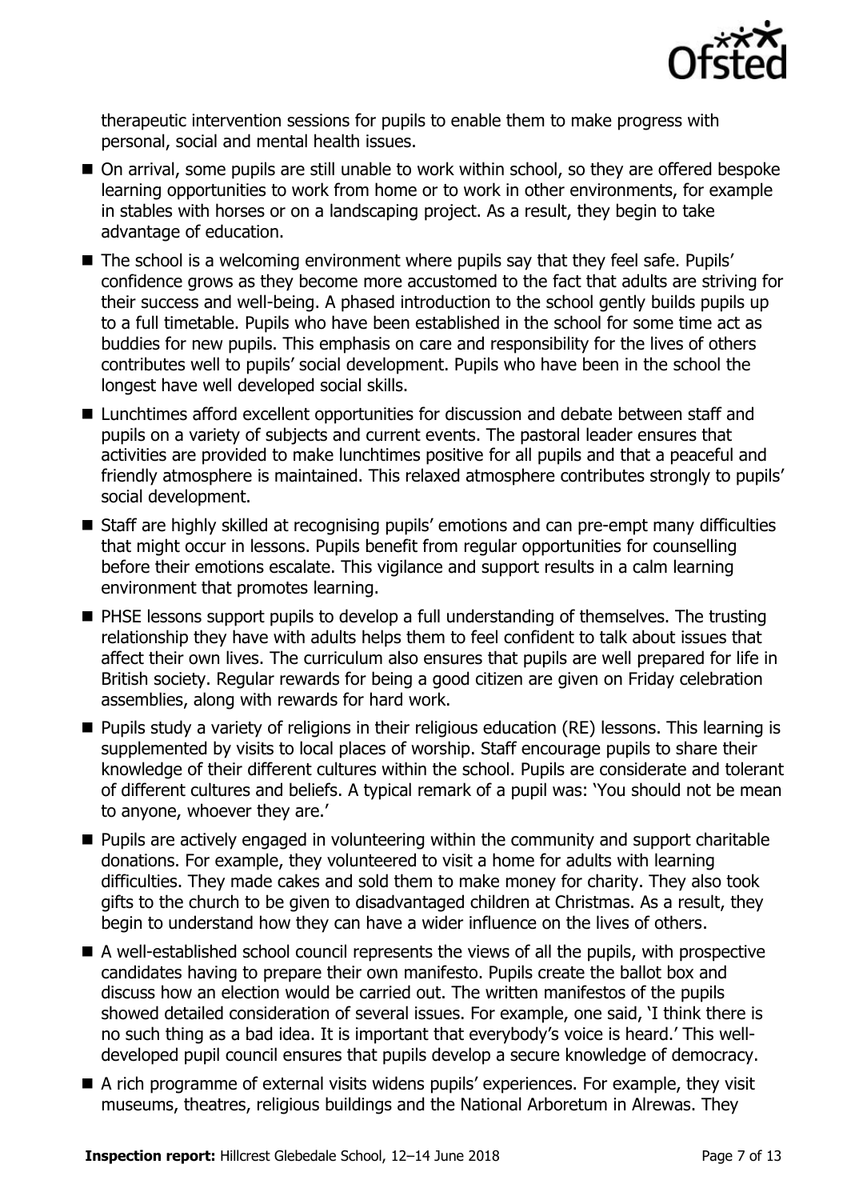therapeutic intervention sessions for pupils to enable them to make progress with personal, social and mental health issues.

- On arrival, some pupils are still unable to work within school, so they are offered bespoke learning opportunities to work from home or to work in other environments, for example in stables with horses or on a landscaping project. As a result, they begin to take advantage of education.
- The school is a welcoming environment where pupils say that they feel safe. Pupils' confidence grows as they become more accustomed to the fact that adults are striving for their success and well-being. A phased introduction to the school gently builds pupils up to a full timetable. Pupils who have been established in the school for some time act as buddies for new pupils. This emphasis on care and responsibility for the lives of others contributes well to pupils' social development. Pupils who have been in the school the longest have well developed social skills.
- Lunchtimes afford excellent opportunities for discussion and debate between staff and pupils on a variety of subjects and current events. The pastoral leader ensures that activities are provided to make lunchtimes positive for all pupils and that a peaceful and friendly atmosphere is maintained. This relaxed atmosphere contributes strongly to pupils' social development.
- Staff are highly skilled at recognising pupils' emotions and can pre-empt many difficulties that might occur in lessons. Pupils benefit from regular opportunities for counselling before their emotions escalate. This vigilance and support results in a calm learning environment that promotes learning.
- PHSE lessons support pupils to develop a full understanding of themselves. The trusting relationship they have with adults helps them to feel confident to talk about issues that affect their own lives. The curriculum also ensures that pupils are well prepared for life in British society. Regular rewards for being a good citizen are given on Friday celebration assemblies, along with rewards for hard work.
- Pupils study a variety of religions in their religious education (RE) lessons. This learning is supplemented by visits to local places of worship. Staff encourage pupils to share their knowledge of their different cultures within the school. Pupils are considerate and tolerant of different cultures and beliefs. A typical remark of a pupil was: 'You should not be mean to anyone, whoever they are.'
- Pupils are actively engaged in volunteering within the community and support charitable donations. For example, they volunteered to visit a home for adults with learning difficulties. They made cakes and sold them to make money for charity. They also took gifts to the church to be given to disadvantaged children at Christmas. As a result, they begin to understand how they can have a wider influence on the lives of others.
- A well-established school council represents the views of all the pupils, with prospective candidates having to prepare their own manifesto. Pupils create the ballot box and discuss how an election would be carried out. The written manifestos of the pupils showed detailed consideration of several issues. For example, one said, 'I think there is no such thing as a bad idea. It is important that everybody's voice is heard.' This well-developed pupil council ensures that pupils develop a secure knowledge of democracy.
- A rich programme of external visits widens pupils' experiences. For example, they visit museums, theatres, religious buildings and the National Arboretum in Alrewas. They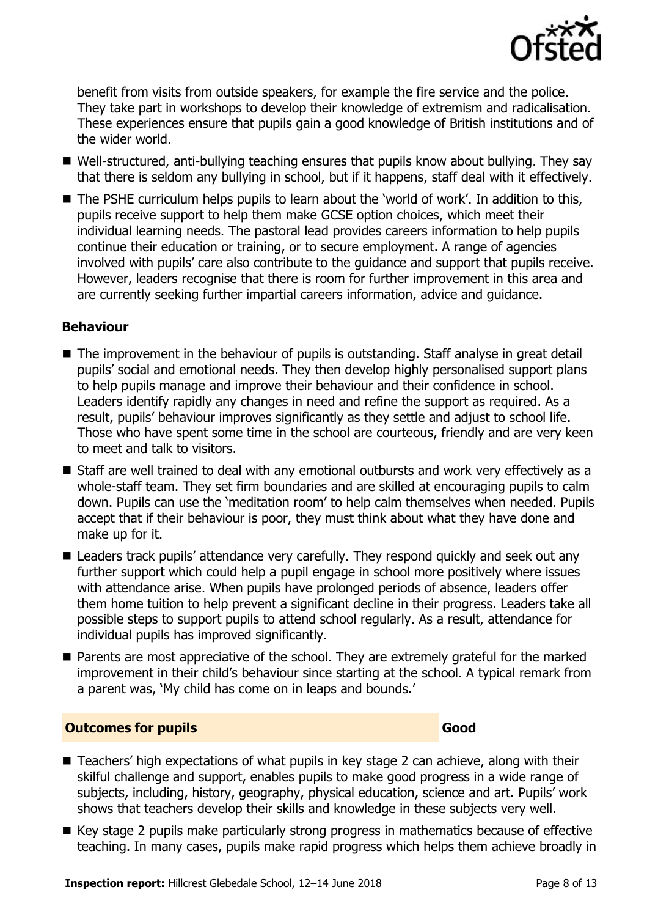benefit from visits from outside speakers, for example the fire service and the police. They take part in workshops to develop their knowledge of extremism and radicalisation. These experiences ensure that pupils gain a good knowledge of British institutions and of the wider world.

- Well-structured, anti-bullying teaching ensures that pupils know about bullying. They say that there is seldom any bullying in school, but if it happens, staff deal with it effectively.
- The PSHE curriculum helps pupils to learn about the 'world of work'. In addition to this, pupils receive support to help them make GCSE option choices, which meet their individual learning needs. The pastoral lead provides careers information to help pupils continue their education or training, or to secure employment. A range of agencies involved with pupils' care also contribute to the guidance and support that pupils receive. However, leaders recognise that there is room for further improvement in this area and are currently seeking further impartial careers information, advice and guidance.

### Behaviour

- The improvement in the behaviour of pupils is outstanding. Staff analyse in great detail pupils' social and emotional needs. They then develop highly personalised support plans to help pupils manage and improve their behaviour and their confidence in school. Leaders identify rapidly any changes in need and refine the support as required. As a result, pupils' behaviour improves significantly as they settle and adjust to school life. Those who have spent some time in the school are courteous, friendly and are very keen to meet and talk to visitors.
- Staff are well trained to deal with any emotional outbursts and work very effectively as a whole-staff team. They set firm boundaries and are skilled at encouraging pupils to calm down. Pupils can use the 'meditation room' to help calm themselves when needed. Pupils accept that if their behaviour is poor, they must think about what they have done and make up for it.
- Leaders track pupils' attendance very carefully. They respond quickly and seek out any further support which could help a pupil engage in school more positively where issues with attendance arise. When pupils have prolonged periods of absence, leaders offer them home tuition to help prevent a significant decline in their progress. Leaders take all possible steps to support pupils to attend school regularly. As a result, attendance for individual pupils has improved significantly.
- Parents are most appreciative of the school. They are extremely grateful for the marked improvement in their child's behaviour since starting at the school. A typical remark from a parent was, 'My child has come on in leaps and bounds.'

## Outcomes for pupils — Good

- Teachers' high expectations of what pupils in key stage 2 can achieve, along with their skilful challenge and support, enables pupils to make good progress in a wide range of subjects, including, history, geography, physical education, science and art. Pupils' work shows that teachers develop their skills and knowledge in these subjects very well.
- Key stage 2 pupils make particularly strong progress in mathematics because of effective teaching. In many cases, pupils make rapid progress which helps them achieve broadly in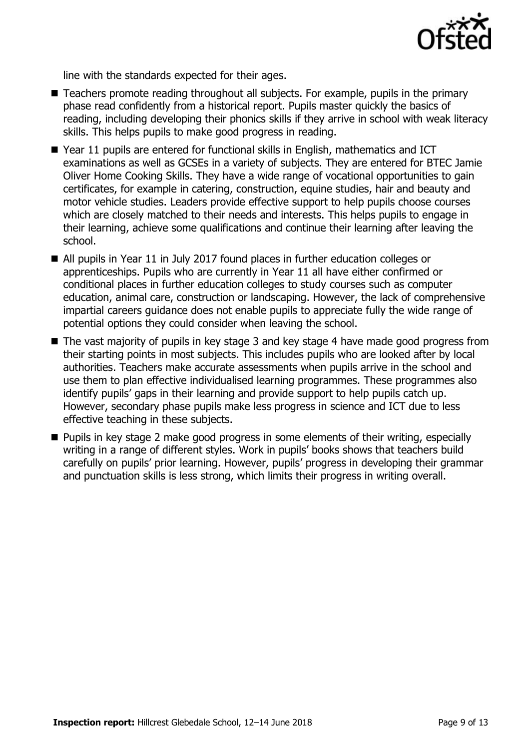line with the standards expected for their ages.

- Teachers promote reading throughout all subjects. For example, pupils in the primary phase read confidently from a historical report. Pupils master quickly the basics of reading, including developing their phonics skills if they arrive in school with weak literacy skills. This helps pupils to make good progress in reading.
- Year 11 pupils are entered for functional skills in English, mathematics and ICT examinations as well as GCSEs in a variety of subjects. They are entered for BTEC Jamie Oliver Home Cooking Skills. They have a wide range of vocational opportunities to gain certificates, for example in catering, construction, equine studies, hair and beauty and motor vehicle studies. Leaders provide effective support to help pupils choose courses which are closely matched to their needs and interests. This helps pupils to engage in their learning, achieve some qualifications and continue their learning after leaving the school.
- All pupils in Year 11 in July 2017 found places in further education colleges or apprenticeships. Pupils who are currently in Year 11 all have either confirmed or conditional places in further education colleges to study courses such as computer education, animal care, construction or landscaping. However, the lack of comprehensive impartial careers guidance does not enable pupils to appreciate fully the wide range of potential options they could consider when leaving the school.
- The vast majority of pupils in key stage 3 and key stage 4 have made good progress from their starting points in most subjects. This includes pupils who are looked after by local authorities. Teachers make accurate assessments when pupils arrive in the school and use them to plan effective individualised learning programmes. These programmes also identify pupils' gaps in their learning and provide support to help pupils catch up. However, secondary phase pupils make less progress in science and ICT due to less effective teaching in these subjects.
- Pupils in key stage 2 make good progress in some elements of their writing, especially writing in a range of different styles. Work in pupils' books shows that teachers build carefully on pupils' prior learning. However, pupils' progress in developing their grammar and punctuation skills is less strong, which limits their progress in writing overall.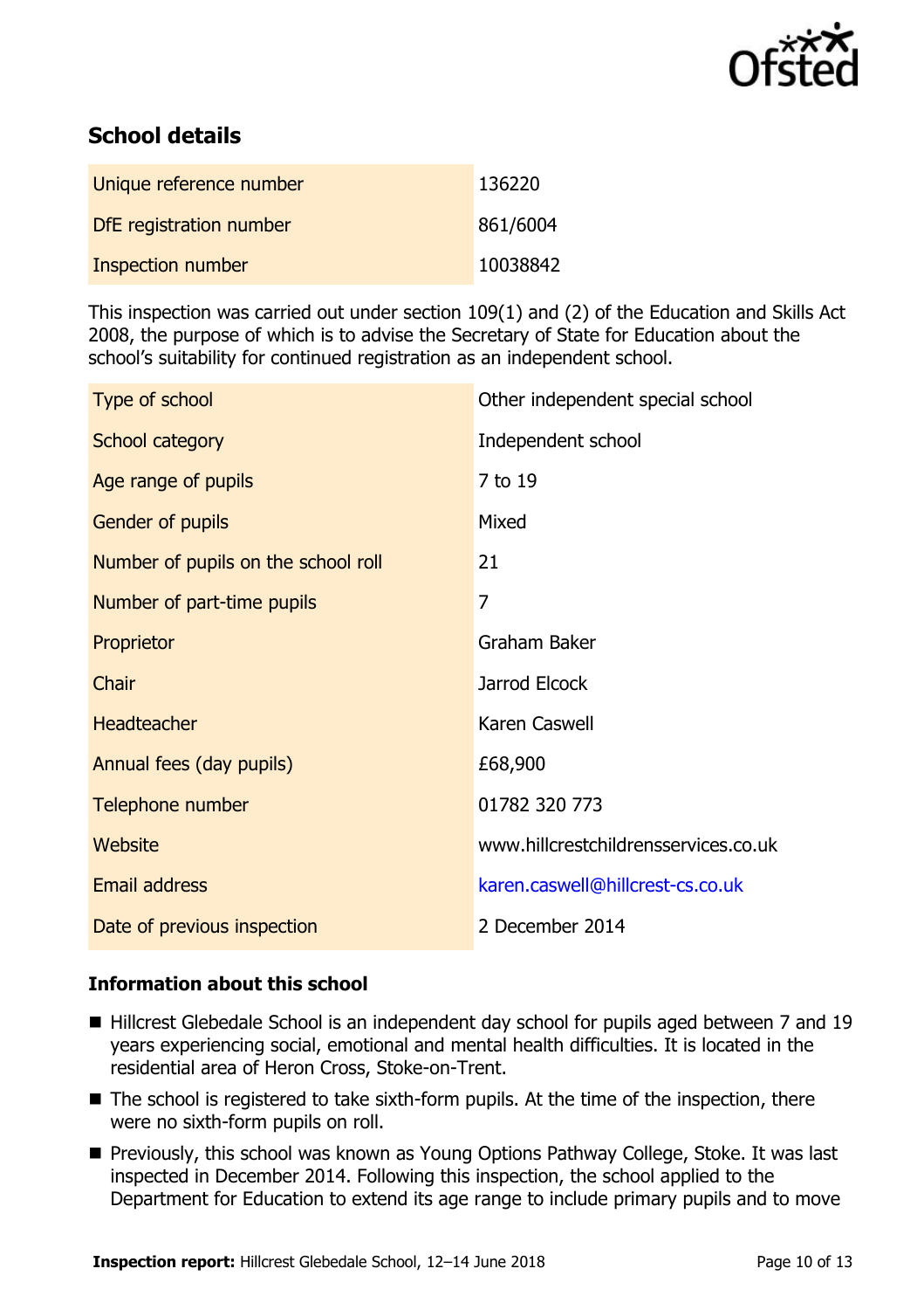## School details

| Unique reference number | 136220 |
| --- | --- |
| DfE registration number | 861/6004 |
| Inspection number | 10038842 |

This inspection was carried out under section 109(1) and (2) of the Education and Skills Act 2008, the purpose of which is to advise the Secretary of State for Education about the school's suitability for continued registration as an independent school.

| Type of school | Other independent special school |
| --- | --- |
| School category | Independent school |
| Age range of pupils | 7 to 19 |
| Gender of pupils | Mixed |
| Number of pupils on the school roll | 21 |
| Number of part-time pupils | 7 |
| Proprietor | Graham Baker |
| Chair | Jarrod Elcock |
| Headteacher | Karen Caswell |
| Annual fees (day pupils) | £68,900 |
| Telephone number | 01782 320 773 |
| Website | www.hillcrestchildrensservices.co.uk |
| Email address | karen.caswell@hillcrest-cs.co.uk |
| Date of previous inspection | 2 December 2014 |

### Information about this school

- Hillcrest Glebedale School is an independent day school for pupils aged between 7 and 19 years experiencing social, emotional and mental health difficulties. It is located in the residential area of Heron Cross, Stoke-on-Trent.
- The school is registered to take sixth-form pupils. At the time of the inspection, there were no sixth-form pupils on roll.
- Previously, this school was known as Young Options Pathway College, Stoke. It was last inspected in December 2014. Following this inspection, the school applied to the Department for Education to extend its age range to include primary pupils and to move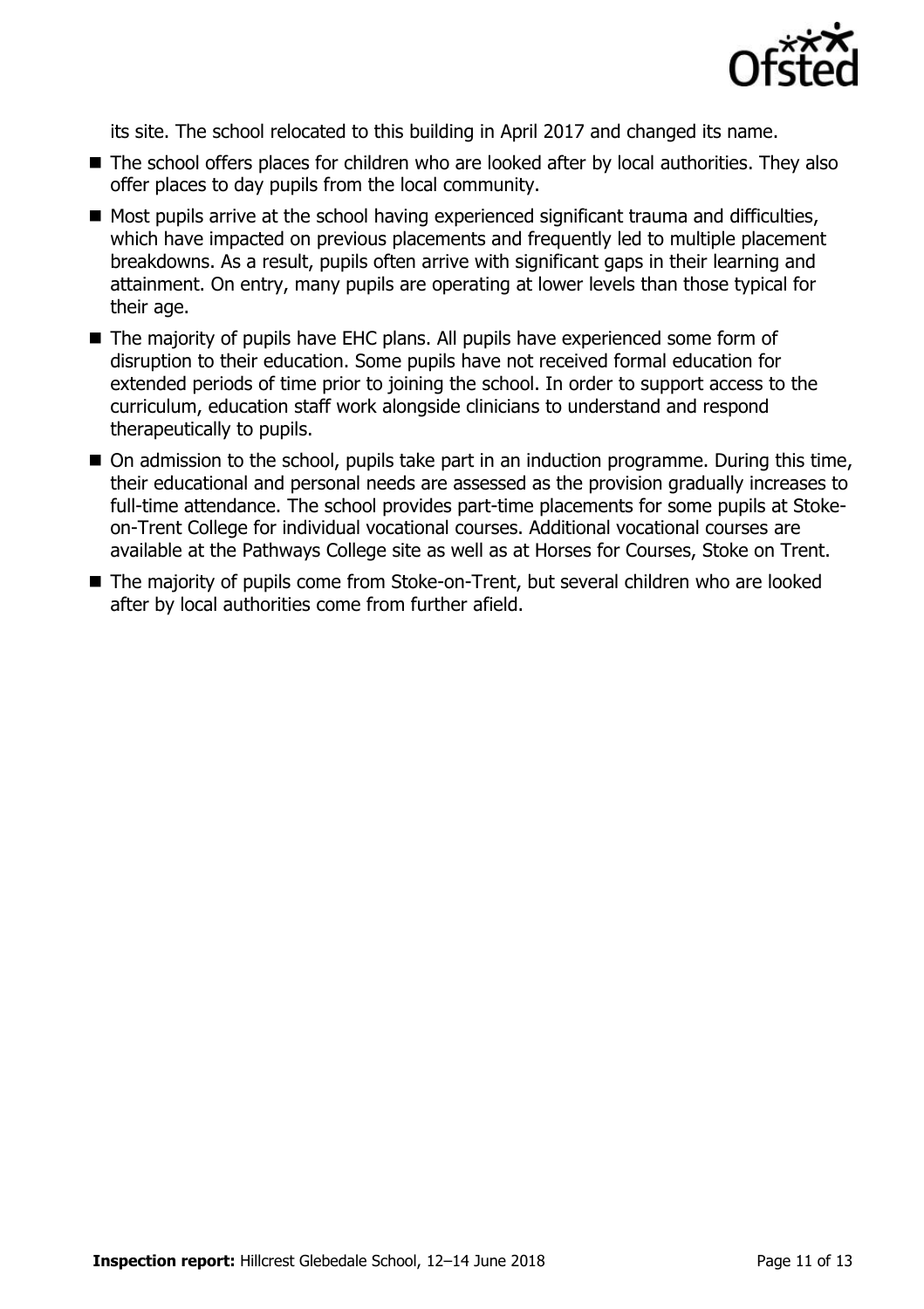its site. The school relocated to this building in April 2017 and changed its name.

- The school offers places for children who are looked after by local authorities. They also offer places to day pupils from the local community.
- Most pupils arrive at the school having experienced significant trauma and difficulties, which have impacted on previous placements and frequently led to multiple placement breakdowns. As a result, pupils often arrive with significant gaps in their learning and attainment. On entry, many pupils are operating at lower levels than those typical for their age.
- The majority of pupils have EHC plans. All pupils have experienced some form of disruption to their education. Some pupils have not received formal education for extended periods of time prior to joining the school. In order to support access to the curriculum, education staff work alongside clinicians to understand and respond therapeutically to pupils.
- On admission to the school, pupils take part in an induction programme. During this time, their educational and personal needs are assessed as the provision gradually increases to full-time attendance. The school provides part-time placements for some pupils at Stoke-on-Trent College for individual vocational courses. Additional vocational courses are available at the Pathways College site as well as at Horses for Courses, Stoke on Trent.
- The majority of pupils come from Stoke-on-Trent, but several children who are looked after by local authorities come from further afield.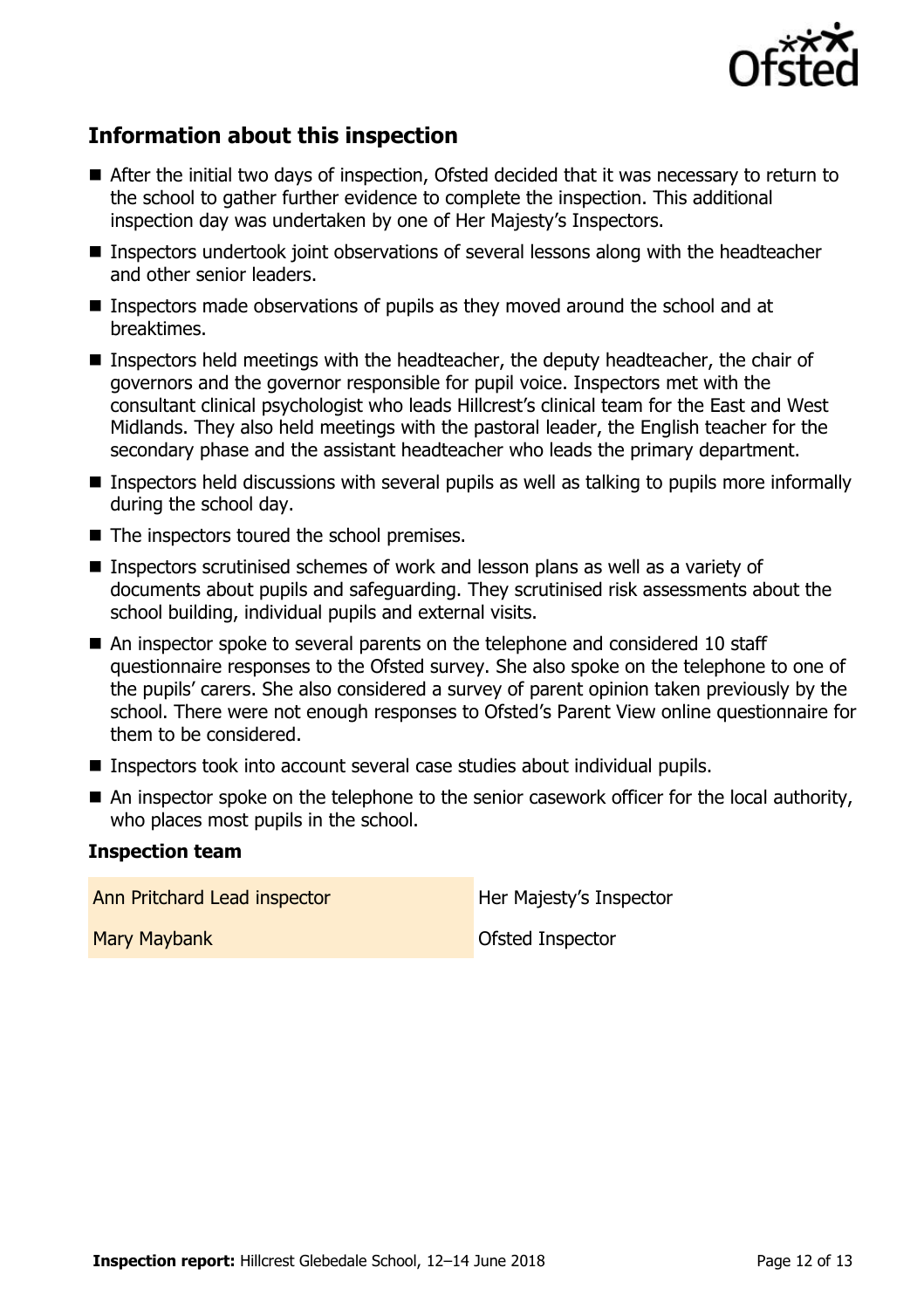## Information about this inspection

- After the initial two days of inspection, Ofsted decided that it was necessary to return to the school to gather further evidence to complete the inspection. This additional inspection day was undertaken by one of Her Majesty's Inspectors.
- Inspectors undertook joint observations of several lessons along with the headteacher and other senior leaders.
- Inspectors made observations of pupils as they moved around the school and at breaktimes.
- Inspectors held meetings with the headteacher, the deputy headteacher, the chair of governors and the governor responsible for pupil voice. Inspectors met with the consultant clinical psychologist who leads Hillcrest's clinical team for the East and West Midlands. They also held meetings with the pastoral leader, the English teacher for the secondary phase and the assistant headteacher who leads the primary department.
- Inspectors held discussions with several pupils as well as talking to pupils more informally during the school day.
- The inspectors toured the school premises.
- Inspectors scrutinised schemes of work and lesson plans as well as a variety of documents about pupils and safeguarding. They scrutinised risk assessments about the school building, individual pupils and external visits.
- An inspector spoke to several parents on the telephone and considered 10 staff questionnaire responses to the Ofsted survey. She also spoke on the telephone to one of the pupils' carers. She also considered a survey of parent opinion taken previously by the school. There were not enough responses to Ofsted's Parent View online questionnaire for them to be considered.
- Inspectors took into account several case studies about individual pupils.
- An inspector spoke on the telephone to the senior casework officer for the local authority, who places most pupils in the school.

### Inspection team

| | |
|---|---|
| Ann Pritchard Lead inspector | Her Majesty's Inspector |
| Mary Maybank | Ofsted Inspector |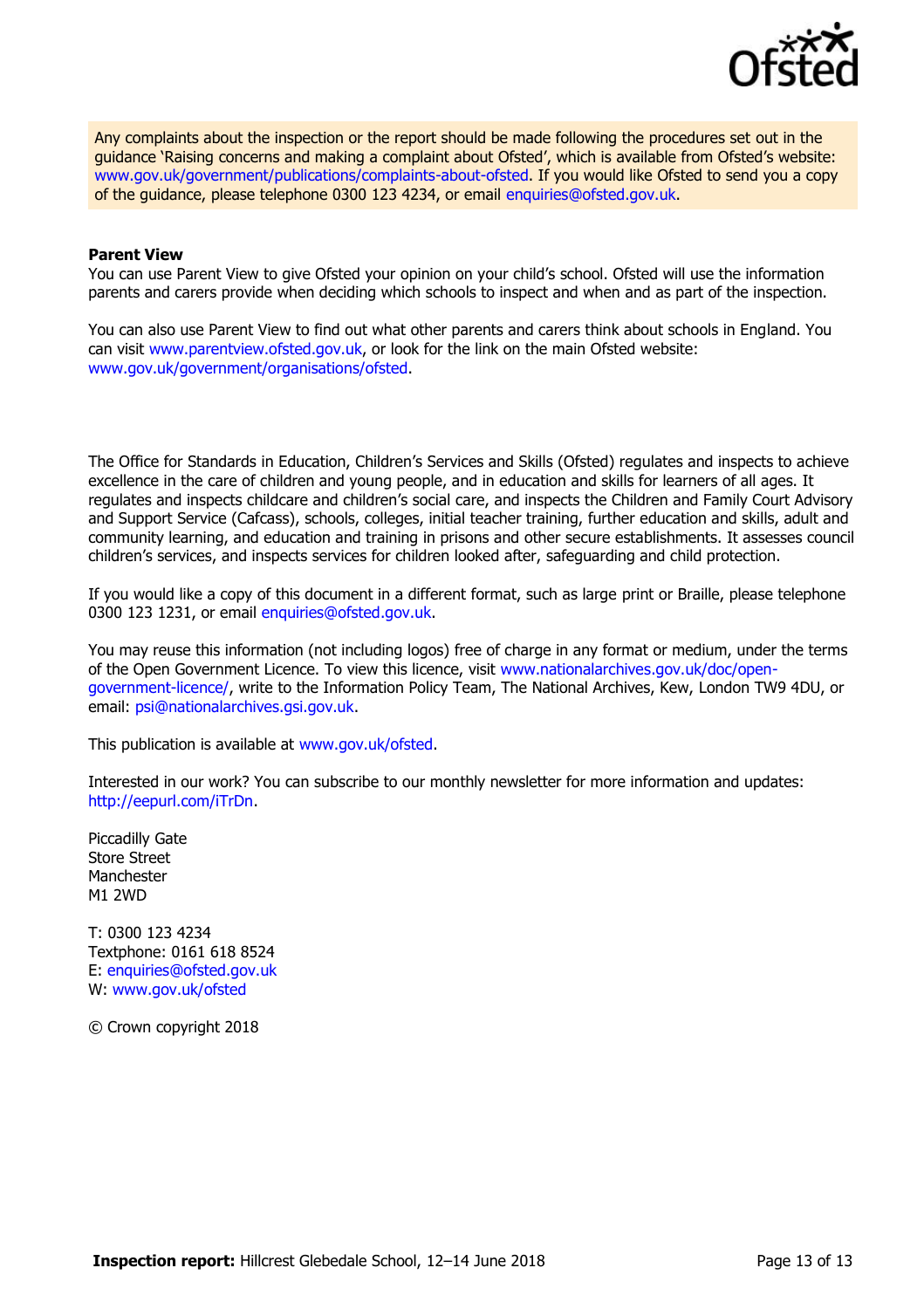Any complaints about the inspection or the report should be made following the procedures set out in the guidance 'Raising concerns and making a complaint about Ofsted', which is available from Ofsted's website: www.gov.uk/government/publications/complaints-about-ofsted. If you would like Ofsted to send you a copy of the guidance, please telephone 0300 123 4234, or email enquiries@ofsted.gov.uk.

**Parent View**
You can use Parent View to give Ofsted your opinion on your child's school. Ofsted will use the information parents and carers provide when deciding which schools to inspect and when and as part of the inspection.

You can also use Parent View to find out what other parents and carers think about schools in England. You can visit www.parentview.ofsted.gov.uk, or look for the link on the main Ofsted website: www.gov.uk/government/organisations/ofsted.

The Office for Standards in Education, Children's Services and Skills (Ofsted) regulates and inspects to achieve excellence in the care of children and young people, and in education and skills for learners of all ages. It regulates and inspects childcare and children's social care, and inspects the Children and Family Court Advisory and Support Service (Cafcass), schools, colleges, initial teacher training, further education and skills, adult and community learning, and education and training in prisons and other secure establishments. It assesses council children's services, and inspects services for children looked after, safeguarding and child protection.

If you would like a copy of this document in a different format, such as large print or Braille, please telephone 0300 123 1231, or email enquiries@ofsted.gov.uk.

You may reuse this information (not including logos) free of charge in any format or medium, under the terms of the Open Government Licence. To view this licence, visit www.nationalarchives.gov.uk/doc/open-government-licence/, write to the Information Policy Team, The National Archives, Kew, London TW9 4DU, or email: psi@nationalarchives.gsi.gov.uk.

This publication is available at www.gov.uk/ofsted.

Interested in our work? You can subscribe to our monthly newsletter for more information and updates: http://eepurl.com/iTrDn.

Piccadilly Gate
Store Street
Manchester
M1 2WD

T: 0300 123 4234
Textphone: 0161 618 8524
E: enquiries@ofsted.gov.uk
W: www.gov.uk/ofsted

© Crown copyright 2018